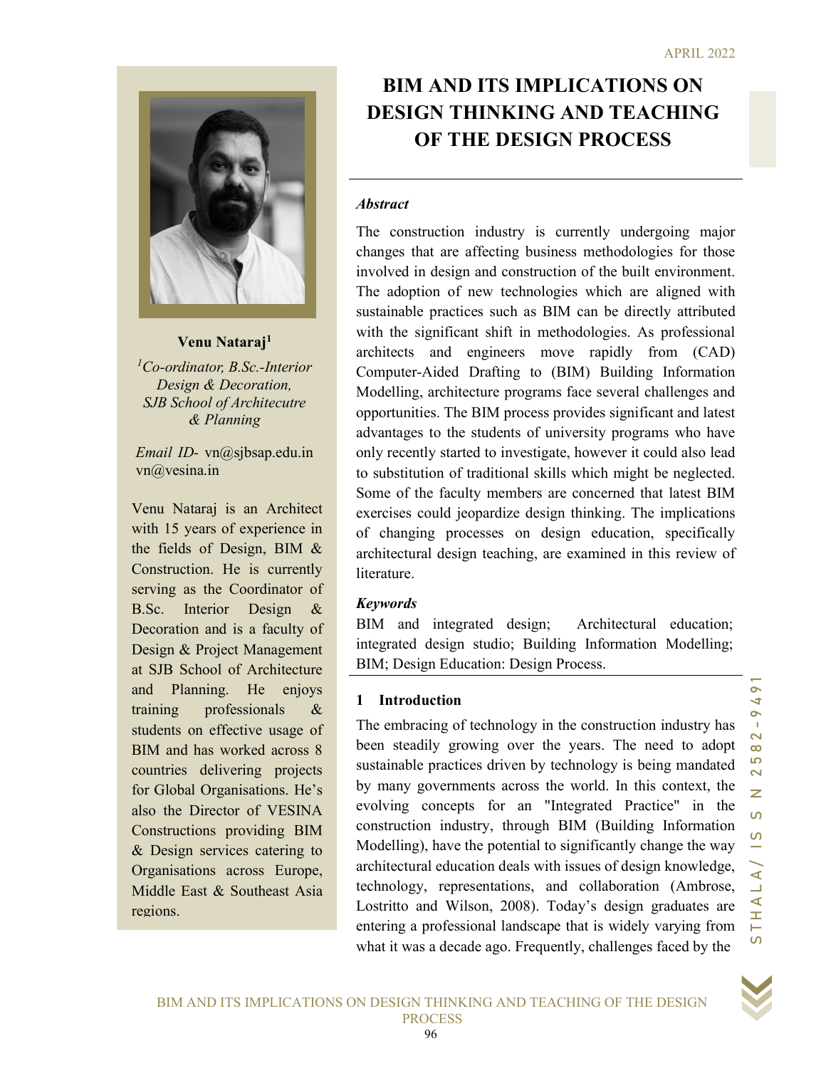# BIM AND ITS IMPLICATIONS ON DESIGN THINKING AND TEACHING OF THE DESIGN PROCESS

**Venu Nataraj**[1]

[1]*Co-ordinator, B.Sc.-Interior Design & Decoration, SJB School of Architecutre & Planning*

*Email ID-* vn@sjbsap.edu.in
vn@vesina.in

Venu Nataraj is an Architect with 15 years of experience in the fields of Design, BIM & Construction. He is currently serving as the Coordinator of B.Sc. Interior Design & Decoration and is a faculty of Design & Project Management at SJB School of Architecture and Planning. He enjoys training professionals & students on effective usage of BIM and has worked across 8 countries delivering projects for Global Organisations. He's also the Director of VESINA Constructions providing BIM & Design services catering to Organisations across Europe, Middle East & Southeast Asia regions.

### *Abstract*

The construction industry is currently undergoing major changes that are affecting business methodologies for those involved in design and construction of the built environment. The adoption of new technologies which are aligned with sustainable practices such as BIM can be directly attributed with the significant shift in methodologies. As professional architects and engineers move rapidly from (CAD) Computer-Aided Drafting to (BIM) Building Information Modelling, architecture programs face several challenges and opportunities. The BIM process provides significant and latest advantages to the students of university programs who have only recently started to investigate, however it could also lead to substitution of traditional skills which might be neglected. Some of the faculty members are concerned that latest BIM exercises could jeopardize design thinking. The implications of changing processes on design education, specifically architectural design teaching, are examined in this review of literature.

### *Keywords*

BIM and integrated design; Architectural education; integrated design studio; Building Information Modelling; BIM; Design Education: Design Process.

## 1 Introduction

The embracing of technology in the construction industry has been steadily growing over the years. The need to adopt sustainable practices driven by technology is being mandated by many governments across the world. In this context, the evolving concepts for an "Integrated Practice" in the construction industry, through BIM (Building Information Modelling), have the potential to significantly change the way architectural education deals with issues of design knowledge, technology, representations, and collaboration (Ambrose, Lostritto and Wilson, 2008). Today's design graduates are entering a professional landscape that is widely varying from what it was a decade ago. Frequently, challenges faced by the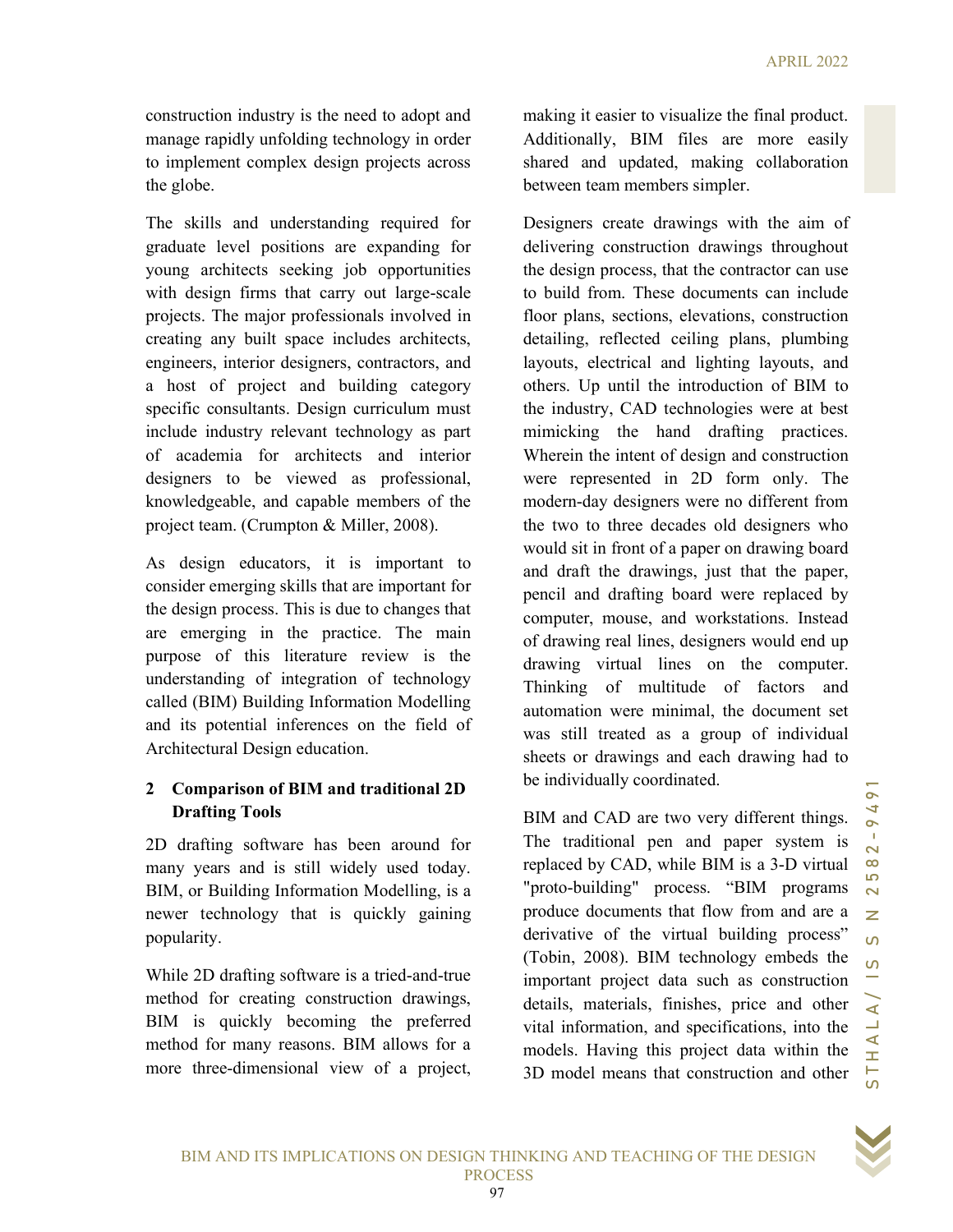construction industry is the need to adopt and manage rapidly unfolding technology in order to implement complex design projects across the globe.

The skills and understanding required for graduate level positions are expanding for young architects seeking job opportunities with design firms that carry out large-scale projects. The major professionals involved in creating any built space includes architects, engineers, interior designers, contractors, and a host of project and building category specific consultants. Design curriculum must include industry relevant technology as part of academia for architects and interior designers to be viewed as professional, knowledgeable, and capable members of the project team. (Crumpton & Miller, 2008).

As design educators, it is important to consider emerging skills that are important for the design process. This is due to changes that are emerging in the practice. The main purpose of this literature review is the understanding of integration of technology called (BIM) Building Information Modelling and its potential inferences on the field of Architectural Design education.

## 2 Comparison of BIM and traditional 2D Drafting Tools

2D drafting software has been around for many years and is still widely used today. BIM, or Building Information Modelling, is a newer technology that is quickly gaining popularity.

While 2D drafting software is a tried-and-true method for creating construction drawings, BIM is quickly becoming the preferred method for many reasons. BIM allows for a more three-dimensional view of a project, making it easier to visualize the final product. Additionally, BIM files are more easily shared and updated, making collaboration between team members simpler.

Designers create drawings with the aim of delivering construction drawings throughout the design process, that the contractor can use to build from. These documents can include floor plans, sections, elevations, construction detailing, reflected ceiling plans, plumbing layouts, electrical and lighting layouts, and others. Up until the introduction of BIM to the industry, CAD technologies were at best mimicking the hand drafting practices. Wherein the intent of design and construction were represented in 2D form only. The modern-day designers were no different from the two to three decades old designers who would sit in front of a paper on drawing board and draft the drawings, just that the paper, pencil and drafting board were replaced by computer, mouse, and workstations. Instead of drawing real lines, designers would end up drawing virtual lines on the computer. Thinking of multitude of factors and automation were minimal, the document set was still treated as a group of individual sheets or drawings and each drawing had to be individually coordinated.

BIM and CAD are two very different things. The traditional pen and paper system is replaced by CAD, while BIM is a 3-D virtual "proto-building" process. "BIM programs produce documents that flow from and are a derivative of the virtual building process" (Tobin, 2008). BIM technology embeds the important project data such as construction details, materials, finishes, price and other vital information, and specifications, into the models. Having this project data within the 3D model means that construction and other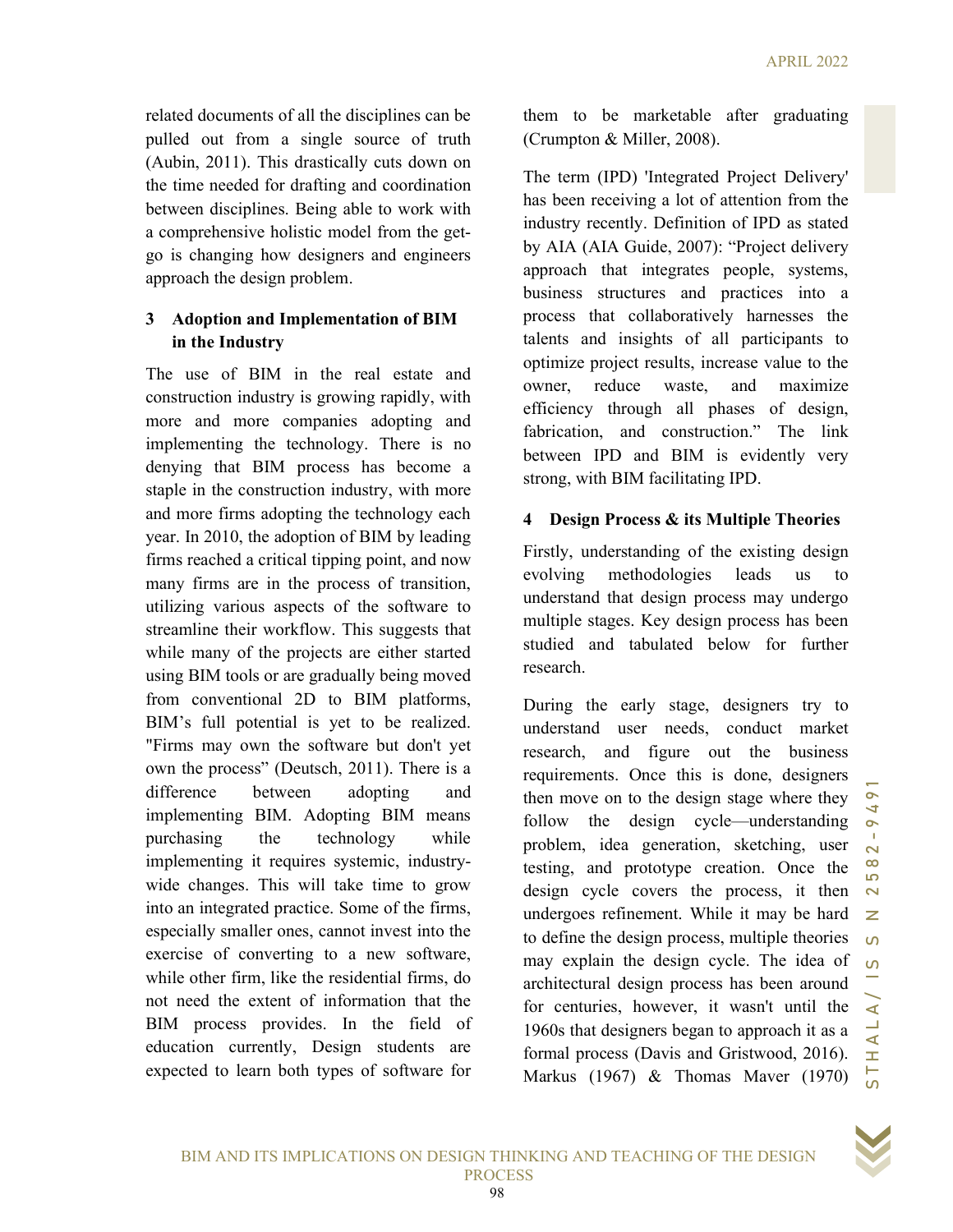related documents of all the disciplines can be pulled out from a single source of truth (Aubin, 2011). This drastically cuts down on the time needed for drafting and coordination between disciplines. Being able to work with a comprehensive holistic model from the get-go is changing how designers and engineers approach the design problem.

## 3 Adoption and Implementation of BIM in the Industry

The use of BIM in the real estate and construction industry is growing rapidly, with more and more companies adopting and implementing the technology. There is no denying that BIM process has become a staple in the construction industry, with more and more firms adopting the technology each year. In 2010, the adoption of BIM by leading firms reached a critical tipping point, and now many firms are in the process of transition, utilizing various aspects of the software to streamline their workflow. This suggests that while many of the projects are either started using BIM tools or are gradually being moved from conventional 2D to BIM platforms, BIM's full potential is yet to be realized. "Firms may own the software but don't yet own the process" (Deutsch, 2011). There is a difference between adopting and implementing BIM. Adopting BIM means purchasing the technology while implementing it requires systemic, industry-wide changes. This will take time to grow into an integrated practice. Some of the firms, especially smaller ones, cannot invest into the exercise of converting to a new software, while other firm, like the residential firms, do not need the extent of information that the BIM process provides. In the field of education currently, Design students are expected to learn both types of software for them to be marketable after graduating (Crumpton & Miller, 2008).

The term (IPD) 'Integrated Project Delivery' has been receiving a lot of attention from the industry recently. Definition of IPD as stated by AIA (AIA Guide, 2007): "Project delivery approach that integrates people, systems, business structures and practices into a process that collaboratively harnesses the talents and insights of all participants to optimize project results, increase value to the owner, reduce waste, and maximize efficiency through all phases of design, fabrication, and construction." The link between IPD and BIM is evidently very strong, with BIM facilitating IPD.

## 4 Design Process & its Multiple Theories

Firstly, understanding of the existing design evolving methodologies leads us to understand that design process may undergo multiple stages. Key design process has been studied and tabulated below for further research.

During the early stage, designers try to understand user needs, conduct market research, and figure out the business requirements. Once this is done, designers then move on to the design stage where they follow the design cycle—understanding problem, idea generation, sketching, user testing, and prototype creation. Once the design cycle covers the process, it then undergoes refinement. While it may be hard to define the design process, multiple theories may explain the design cycle. The idea of architectural design process has been around for centuries, however, it wasn't until the 1960s that designers began to approach it as a formal process (Davis and Gristwood, 2016). Markus (1967) & Thomas Maver (1970)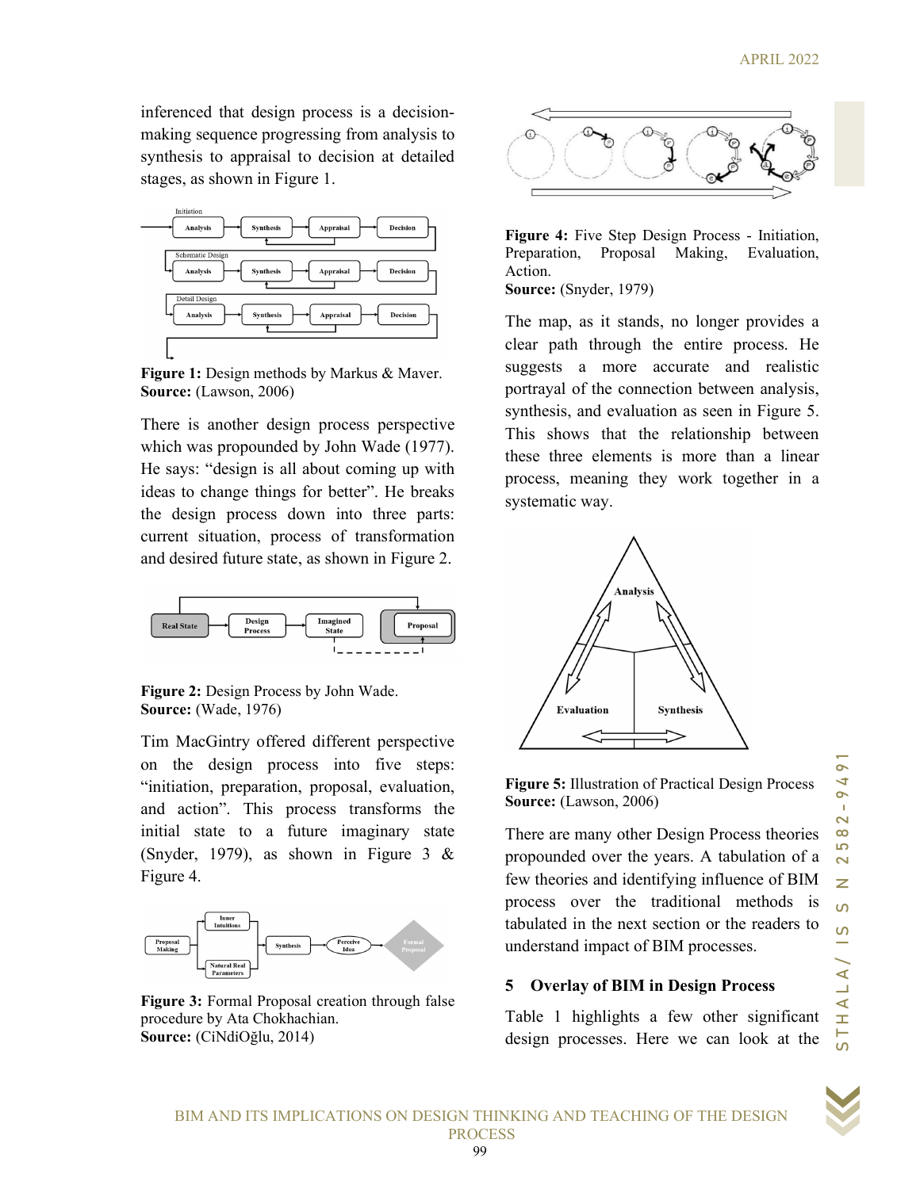inferenced that design process is a decision-making sequence progressing from analysis to synthesis to appraisal to decision at detailed stages, as shown in Figure 1.

**Figure 1:** Design methods by Markus & Maver.
**Source:** (Lawson, 2006)

There is another design process perspective which was propounded by John Wade (1977). He says: "design is all about coming up with ideas to change things for better". He breaks the design process down into three parts: current situation, process of transformation and desired future state, as shown in Figure 2.

**Figure 2:** Design Process by John Wade.
**Source:** (Wade, 1976)

Tim MacGintry offered different perspective on the design process into five steps: "initiation, preparation, proposal, evaluation, and action". This process transforms the initial state to a future imaginary state (Snyder, 1979), as shown in Figure 3 & Figure 4.

**Figure 3:** Formal Proposal creation through false procedure by Ata Chokhachian.
**Source:** (CiNdiOğlu, 2014)

**Figure 4:** Five Step Design Process - Initiation, Preparation, Proposal Making, Evaluation, Action.
**Source:** (Snyder, 1979)

The map, as it stands, no longer provides a clear path through the entire process. He suggests a more accurate and realistic portrayal of the connection between analysis, synthesis, and evaluation as seen in Figure 5. This shows that the relationship between these three elements is more than a linear process, meaning they work together in a systematic way.

**Figure 5:** Illustration of Practical Design Process
**Source:** (Lawson, 2006)

There are many other Design Process theories propounded over the years. A tabulation of a few theories and identifying influence of BIM process over the traditional methods is tabulated in the next section or the readers to understand impact of BIM processes.

## 5 Overlay of BIM in Design Process

Table 1 highlights a few other significant design processes. Here we can look at the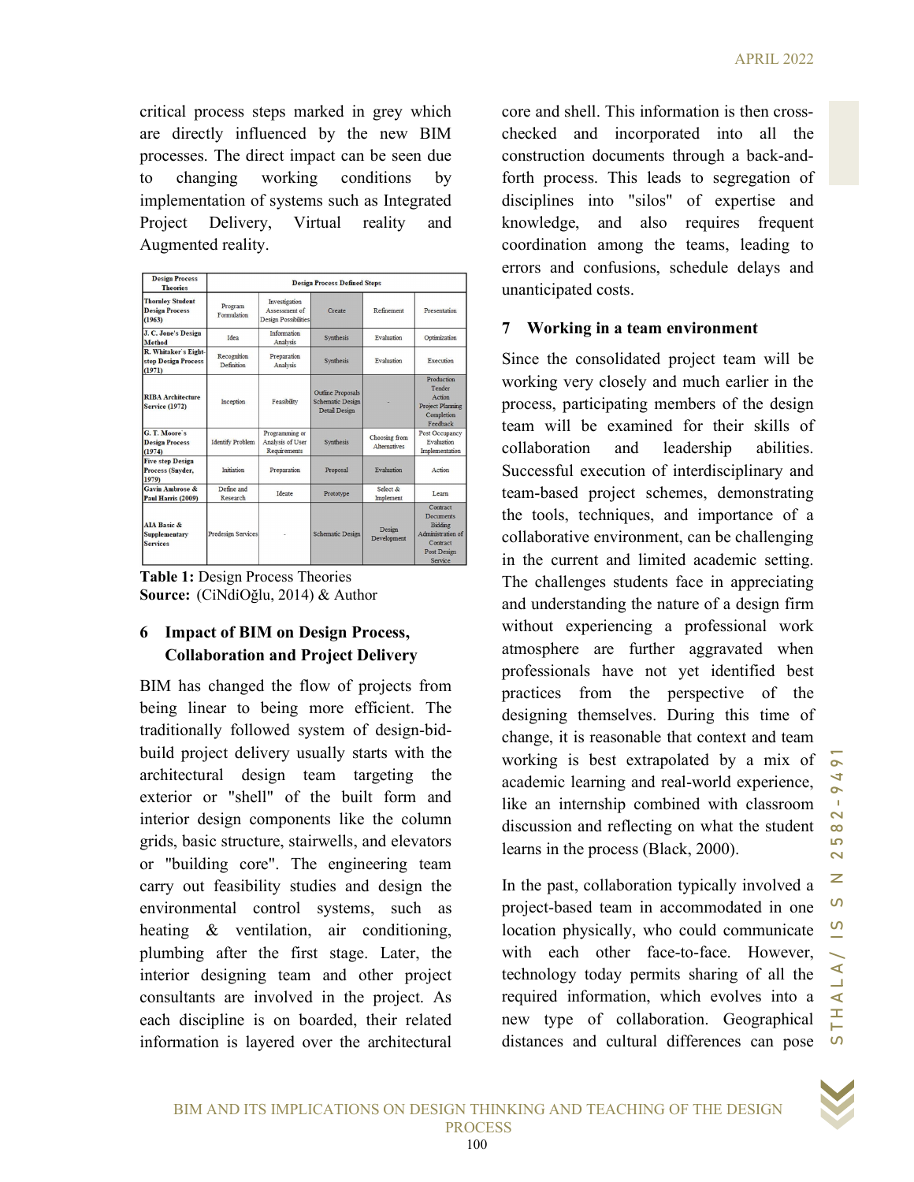critical process steps marked in grey which are directly influenced by the new BIM processes. The direct impact can be seen due to changing working conditions by implementation of systems such as Integrated Project Delivery, Virtual reality and Augmented reality.

| Design Process Theories | Design Process Defined Steps | | | | |
|---|---|---|---|---|---|
| Thornley Student Design Process (1963) | Program Formulation | Investigation Assessment of Design Possibilities | Create | Refinement | Presentation |
| J. C. Jone's Design Method | Idea | Information Analysis | Synthesis | Evaluation | Optimization |
| R. Whitaker's Eight-step Design Process (1971) | Recognition Definition | Preparation Analysis | Synthesis | Evaluation | Execution |
| RIBA Architecture Service (1972) | Inception | Feasibility | Outline Proposals Schematic Design Detail Design | - | Production Tender Action Project Planning Completion Feedback |
| G. T. Moore's Design Process (1974) | Identify Problem | Programming or Analysis of User Requirements | Synthesis | Choosing from Alternatives | Post Occupancy Evaluation Implementation |
| Five step Design Process (Snyder, 1979) | Initiation | Preparation | Proposal | Evaluation | Action |
| Gavin Ambrose & Paul Harris (2009) | Define and Research | Ideate | Prototype | Select & Implement | Learn |
| AIA Basic & Supplementary Services | Predesign Services | - | Schematic Design | Design Development | Contract Documents Bidding Administration of Contract Post Design Service |

**Table 1:** Design Process Theories
**Source:** (CiNdiOğlu, 2014) & Author

## 6 Impact of BIM on Design Process, Collaboration and Project Delivery

BIM has changed the flow of projects from being linear to being more efficient. The traditionally followed system of design-bid-build project delivery usually starts with the architectural design team targeting the exterior or "shell" of the built form and interior design components like the column grids, basic structure, stairwells, and elevators or "building core". The engineering team carry out feasibility studies and design the environmental control systems, such as heating & ventilation, air conditioning, plumbing after the first stage. Later, the interior designing team and other project consultants are involved in the project. As each discipline is on boarded, their related information is layered over the architectural core and shell. This information is then cross-checked and incorporated into all the construction documents through a back-and-forth process. This leads to segregation of disciplines into "silos" of expertise and knowledge, and also requires frequent coordination among the teams, leading to errors and confusions, schedule delays and unanticipated costs.

## 7 Working in a team environment

Since the consolidated project team will be working very closely and much earlier in the process, participating members of the design team will be examined for their skills of collaboration and leadership abilities. Successful execution of interdisciplinary and team-based project schemes, demonstrating the tools, techniques, and importance of a collaborative environment, can be challenging in the current and limited academic setting. The challenges students face in appreciating and understanding the nature of a design firm without experiencing a professional work atmosphere are further aggravated when professionals have not yet identified best practices from the perspective of the designing themselves. During this time of change, it is reasonable that context and team working is best extrapolated by a mix of academic learning and real-world experience, like an internship combined with classroom discussion and reflecting on what the student learns in the process (Black, 2000).

In the past, collaboration typically involved a project-based team in accommodated in one location physically, who could communicate with each other face-to-face. However, technology today permits sharing of all the required information, which evolves into a new type of collaboration. Geographical distances and cultural differences can pose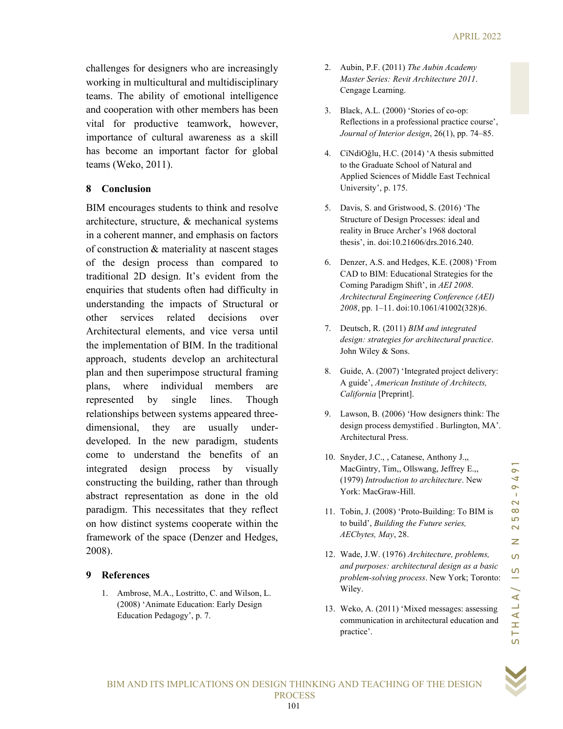challenges for designers who are increasingly working in multicultural and multidisciplinary teams. The ability of emotional intelligence and cooperation with other members has been vital for productive teamwork, however, importance of cultural awareness as a skill has become an important factor for global teams (Weko, 2011).

## 8 Conclusion

BIM encourages students to think and resolve architecture, structure, & mechanical systems in a coherent manner, and emphasis on factors of construction & materiality at nascent stages of the design process than compared to traditional 2D design. It's evident from the enquiries that students often had difficulty in understanding the impacts of Structural or other services related decisions over Architectural elements, and vice versa until the implementation of BIM. In the traditional approach, students develop an architectural plan and then superimpose structural framing plans, where individual members are represented by single lines. Though relationships between systems appeared three-dimensional, they are usually under-developed. In the new paradigm, students come to understand the benefits of an integrated design process by visually constructing the building, rather than through abstract representation as done in the old paradigm. This necessitates that they reflect on how distinct systems cooperate within the framework of the space (Denzer and Hedges, 2008).

## 9 References

1. Ambrose, M.A., Lostritto, C. and Wilson, L. (2008) 'Animate Education: Early Design Education Pedagogy', p. 7.
2. Aubin, P.F. (2011) *The Aubin Academy Master Series: Revit Architecture 2011*. Cengage Learning.
3. Black, A.L. (2000) 'Stories of co-op: Reflections in a professional practice course', *Journal of Interior design*, 26(1), pp. 74–85.
4. CiNdiOğlu, H.C. (2014) 'A thesis submitted to the Graduate School of Natural and Applied Sciences of Middle East Technical University', p. 175.
5. Davis, S. and Gristwood, S. (2016) 'The Structure of Design Processes: ideal and reality in Bruce Archer's 1968 doctoral thesis', in. doi:10.21606/drs.2016.240.
6. Denzer, A.S. and Hedges, K.E. (2008) 'From CAD to BIM: Educational Strategies for the Coming Paradigm Shift', in *AEI 2008. Architectural Engineering Conference (AEI) 2008*, pp. 1–11. doi:10.1061/41002(328)6.
7. Deutsch, R. (2011) *BIM and integrated design: strategies for architectural practice*. John Wiley & Sons.
8. Guide, A. (2007) 'Integrated project delivery: A guide', *American Institute of Architects, California* [Preprint].
9. Lawson, B. (2006) 'How designers think: The design process demystified . Burlington, MA'. Architectural Press.
10. Snyder, J.C., , Catanese, Anthony J.,, MacGintry, Tim,, Ollswang, Jeffrey E.,, (1979) *Introduction to architecture*. New York: MacGraw-Hill.
11. Tobin, J. (2008) 'Proto-Building: To BIM is to build', *Building the Future series, AECbytes, May*, 28.
12. Wade, J.W. (1976) *Architecture, problems, and purposes: architectural design as a basic problem-solving process*. New York; Toronto: Wiley.
13. Weko, A. (2011) 'Mixed messages: assessing communication in architectural education and practice'.